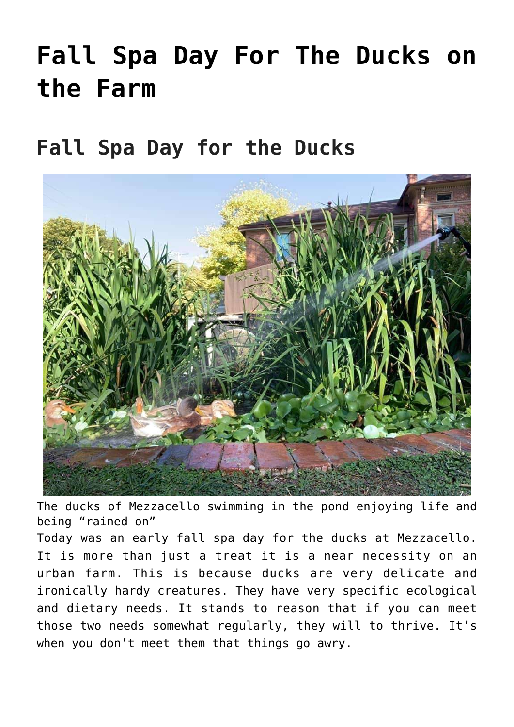# Fall Spa Day For The Ducks on the Farm

## Fall Spa Day for the Ducks

The ducks of Mezzacello swimming in the pond enjoying life and being "rained on"

Today was an early fall spa day for the ducks at Mezzacello. It is more than just a treat it is a near necessity on an urban farm. This is because ducks are very delicate and ironically hardy creatures. They have very specific ecological and dietary needs. It stands to reason that if you can meet those two needs somewhat regularly, they will to thrive. It's when you don't meet them that things go awry.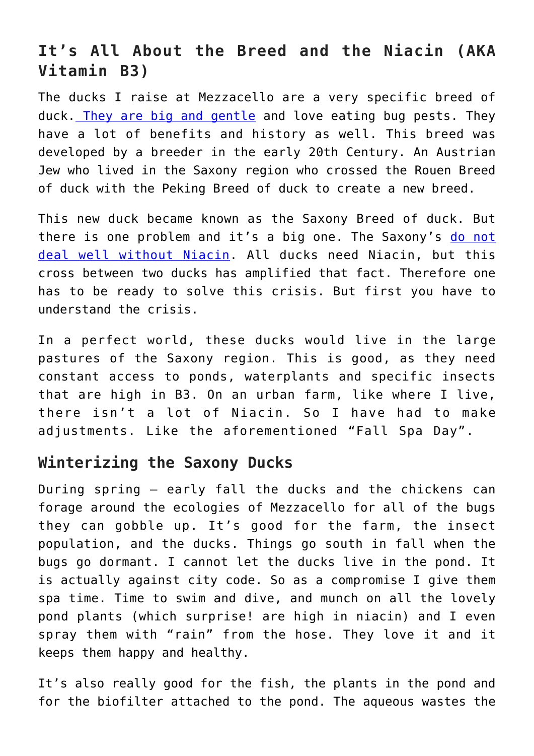## It's All About the Breed and the Niacin (AKA Vitamin B3)

The ducks I raise at Mezzacello are a very specific breed of duck. They are big and gentle and love eating bug pests. They have a lot of benefits and history as well. This breed was developed by a breeder in the early 20th Century. An Austrian Jew who lived in the Saxony region who crossed the Rouen Breed of duck with the Peking Breed of duck to create a new breed.

This new duck became known as the Saxony Breed of duck. But there is one problem and it's a big one. The Saxony's do not deal well without Niacin. All ducks need Niacin, but this cross between two ducks has amplified that fact. Therefore one has to be ready to solve this crisis. But first you have to understand the crisis.

In a perfect world, these ducks would live in the large pastures of the Saxony region. This is good, as they need constant access to ponds, waterplants and specific insects that are high in B3. On an urban farm, like where I live, there isn't a lot of Niacin. So I have had to make adjustments. Like the aforementioned "Fall Spa Day".

## Winterizing the Saxony Ducks

During spring – early fall the ducks and the chickens can forage around the ecologies of Mezzacello for all of the bugs they can gobble up. It's good for the farm, the insect population, and the ducks. Things go south in fall when the bugs go dormant. I cannot let the ducks live in the pond. It is actually against city code. So as a compromise I give them spa time. Time to swim and dive, and munch on all the lovely pond plants (which surprise! are high in niacin) and I even spray them with "rain" from the hose. They love it and it keeps them happy and healthy.

It's also really good for the fish, the plants in the pond and for the biofilter attached to the pond. The aqueous wastes the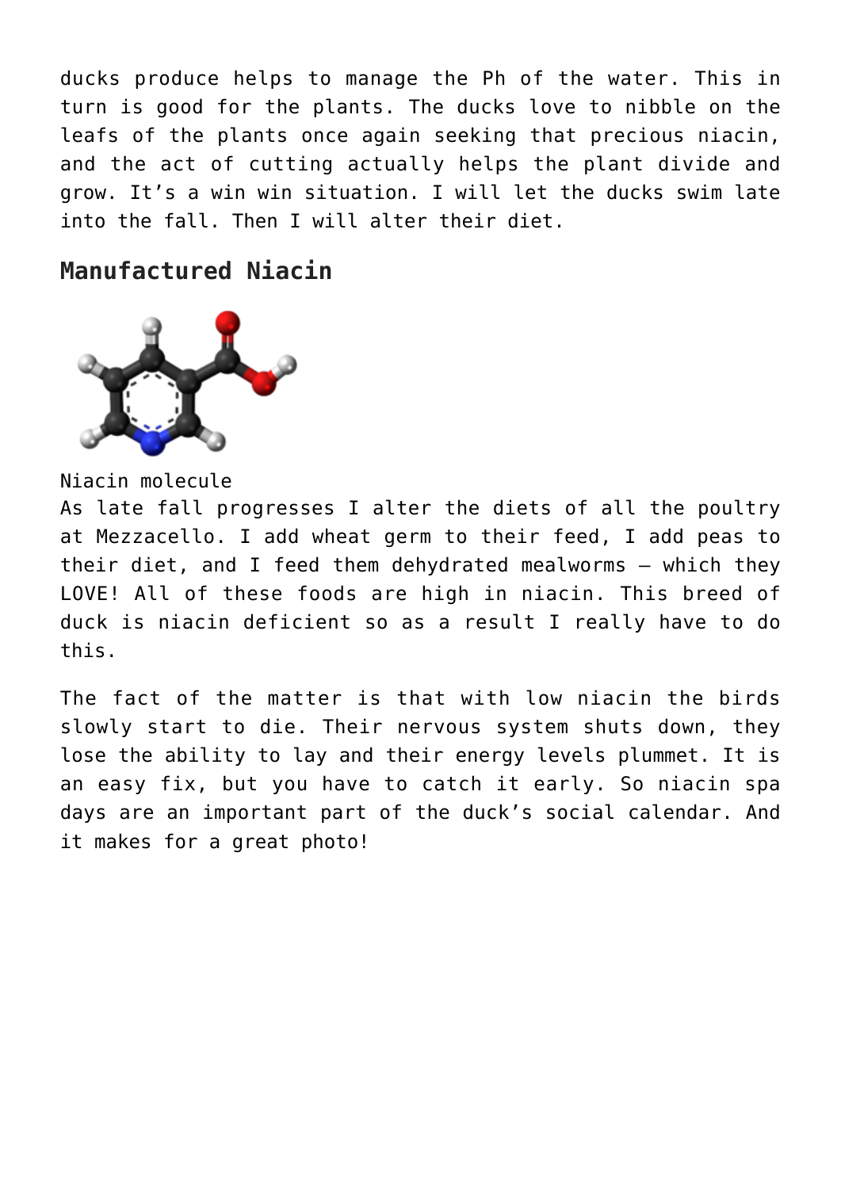ducks produce helps to manage the Ph of the water. This in turn is good for the plants. The ducks love to nibble on the leafs of the plants once again seeking that precious niacin, and the act of cutting actually helps the plant divide and grow. It's a win win situation. I will let the ducks swim late into the fall. Then I will alter their diet.

## Manufactured Niacin

Niacin molecule

As late fall progresses I alter the diets of all the poultry at Mezzacello. I add wheat germ to their feed, I add peas to their diet, and I feed them dehydrated mealworms – which they LOVE! All of these foods are high in niacin. This breed of duck is niacin deficient so as a result I really have to do this.

The fact of the matter is that with low niacin the birds slowly start to die. Their nervous system shuts down, they lose the ability to lay and their energy levels plummet. It is an easy fix, but you have to catch it early. So niacin spa days are an important part of the duck's social calendar. And it makes for a great photo!